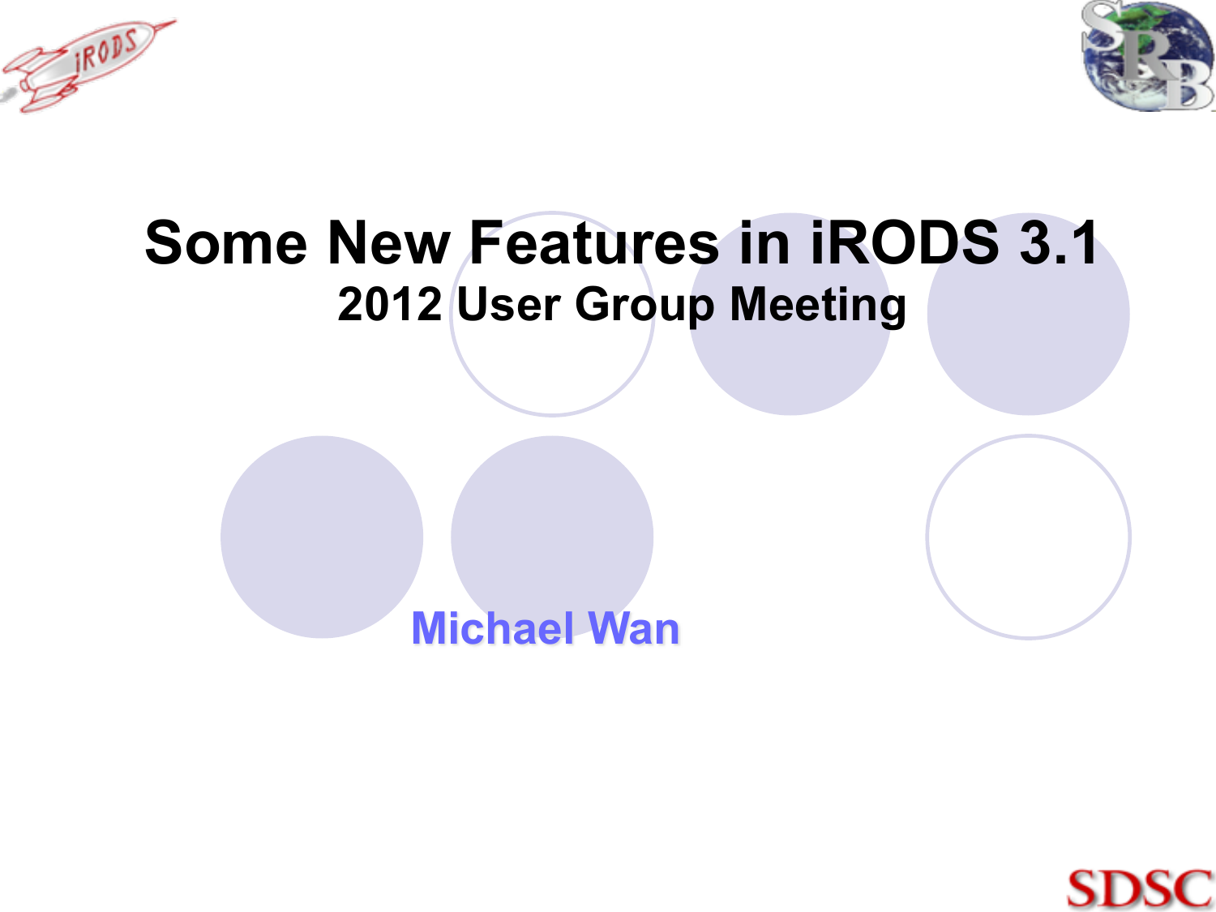# Some New Features in iRODS 3.1

## 2012 User Group Meeting

Michael Wan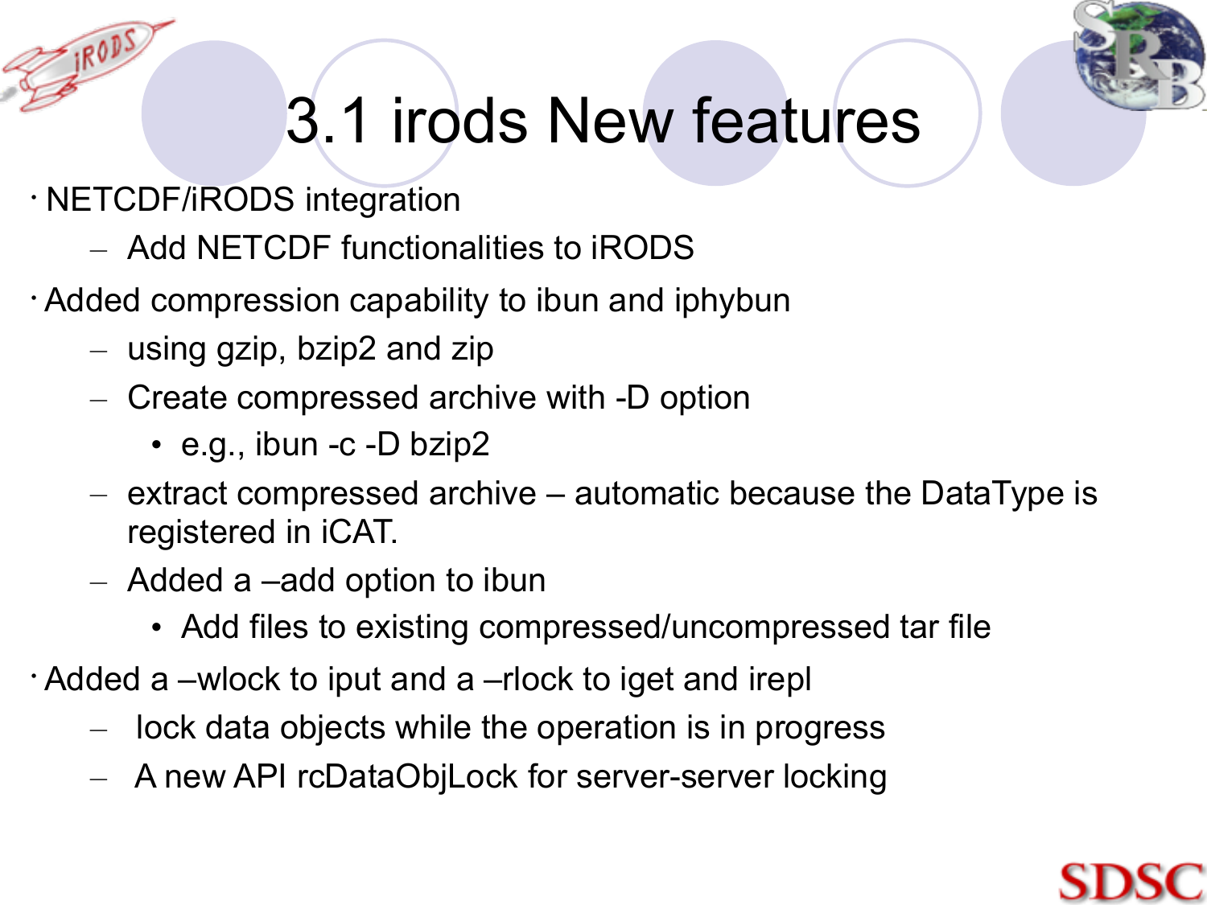# 3.1 irods New features

- NETCDF/iRODS integration
  - Add NETCDF functionalities to iRODS
- Added compression capability to ibun and iphybun
  - using gzip, bzip2 and zip
  - Create compressed archive with -D option
    - e.g., ibun -c -D bzip2
  - extract compressed archive – automatic because the DataType is registered in iCAT.
  - Added a –add option to ibun
    - Add files to existing compressed/uncompressed tar file
- Added a –wlock to iput and a –rlock to iget and irepl
  - lock data objects while the operation is in progress
  - A new API rcDataObjLock for server-server locking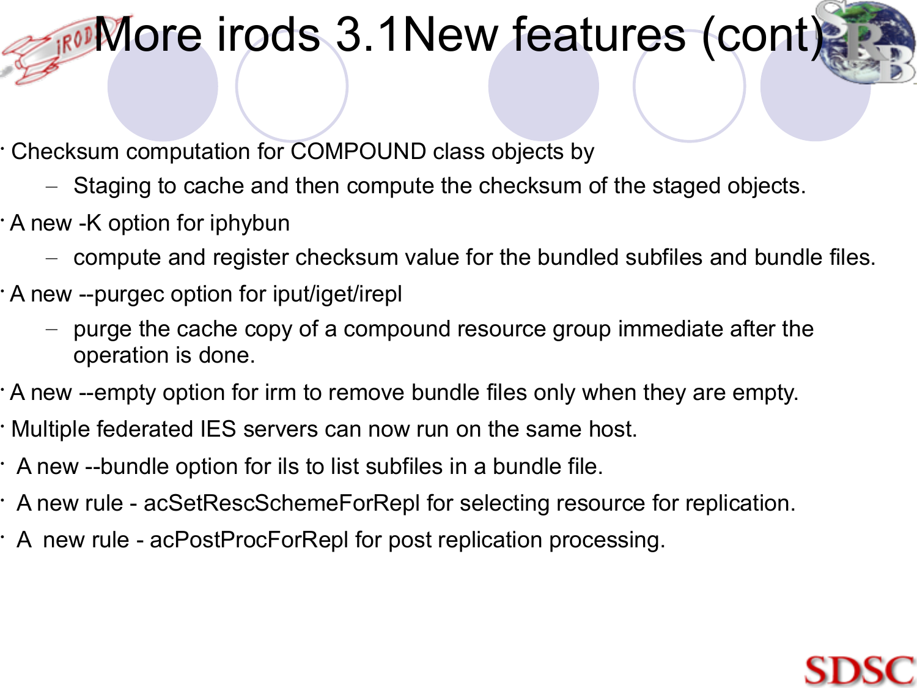# More irods 3.1New features (cont)

- Checksum computation for COMPOUND class objects by
  - Staging to cache and then compute the checksum of the staged objects.
- A new -K option for iphybun
  - compute and register checksum value for the bundled subfiles and bundle files.
- A new --purgec option for iput/iget/irepl
  - purge the cache copy of a compound resource group immediate after the operation is done.
- A new --empty option for irm to remove bundle files only when they are empty.
- Multiple federated IES servers can now run on the same host.
- A new --bundle option for ils to list subfiles in a bundle file.
- A new rule - acSetRescSchemeForRepl for selecting resource for replication.
- A new rule - acPostProcForRepl for post replication processing.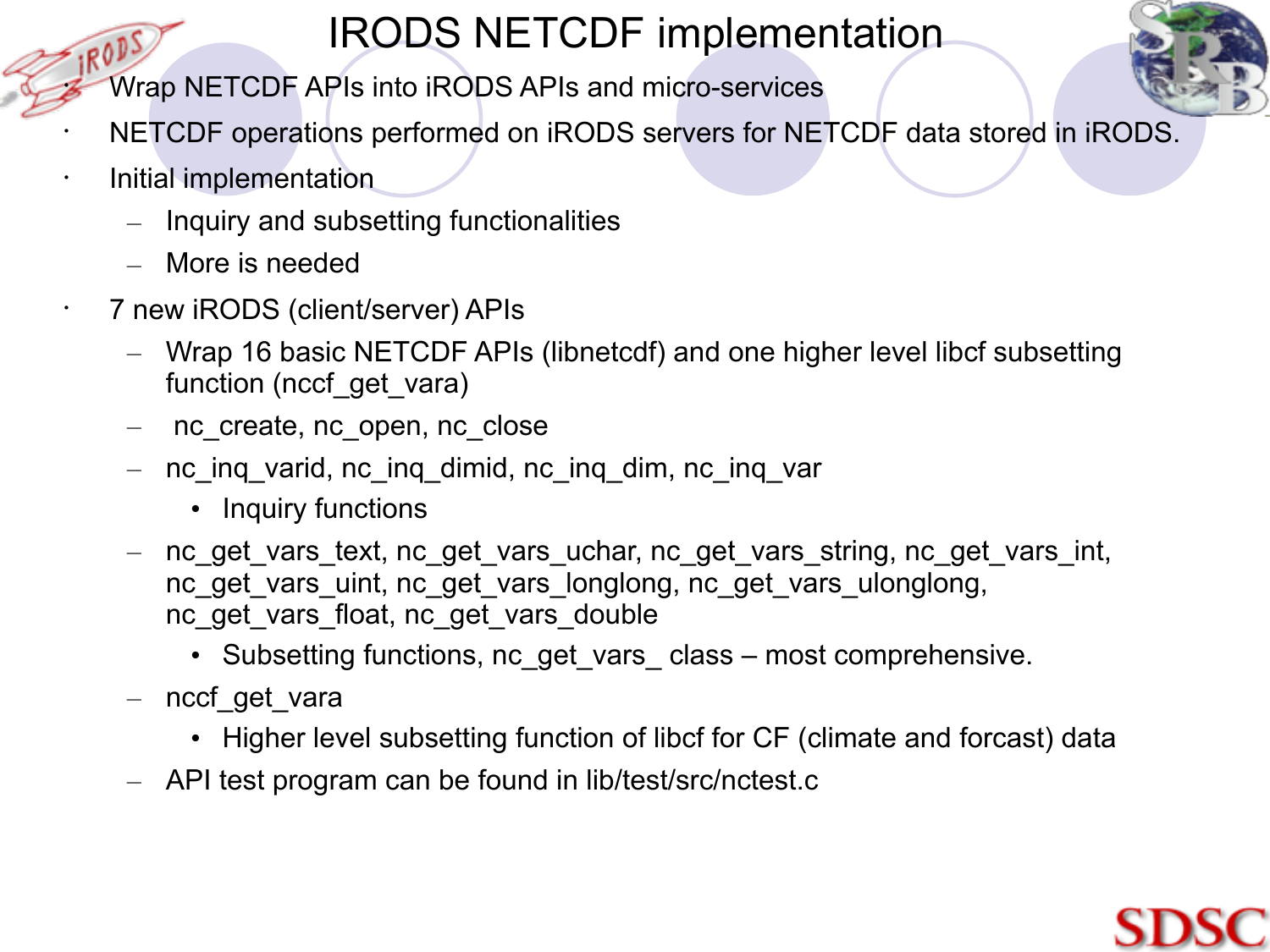# IRODS NETCDF implementation

- Wrap NETCDF APIs into iRODS APIs and micro-services
- NETCDF operations performed on iRODS servers for NETCDF data stored in iRODS.
- Initial implementation
  - Inquiry and subsetting functionalities
  - More is needed
- 7 new iRODS (client/server) APIs
  - Wrap 16 basic NETCDF APIs (libnetcdf) and one higher level libcf subsetting function (nccf_get_vara)
  - nc_create, nc_open, nc_close
  - nc_inq_varid, nc_inq_dimid, nc_inq_dim, nc_inq_var
    - Inquiry functions
  - nc_get_vars_text, nc_get_vars_uchar, nc_get_vars_string, nc_get_vars_int, nc_get_vars_uint, nc_get_vars_longlong, nc_get_vars_ulonglong, nc_get_vars_float, nc_get_vars_double
    - Subsetting functions, nc_get_vars_ class – most comprehensive.
  - nccf_get_vara
    - Higher level subsetting function of libcf for CF (climate and forcast) data
  - API test program can be found in lib/test/src/nctest.c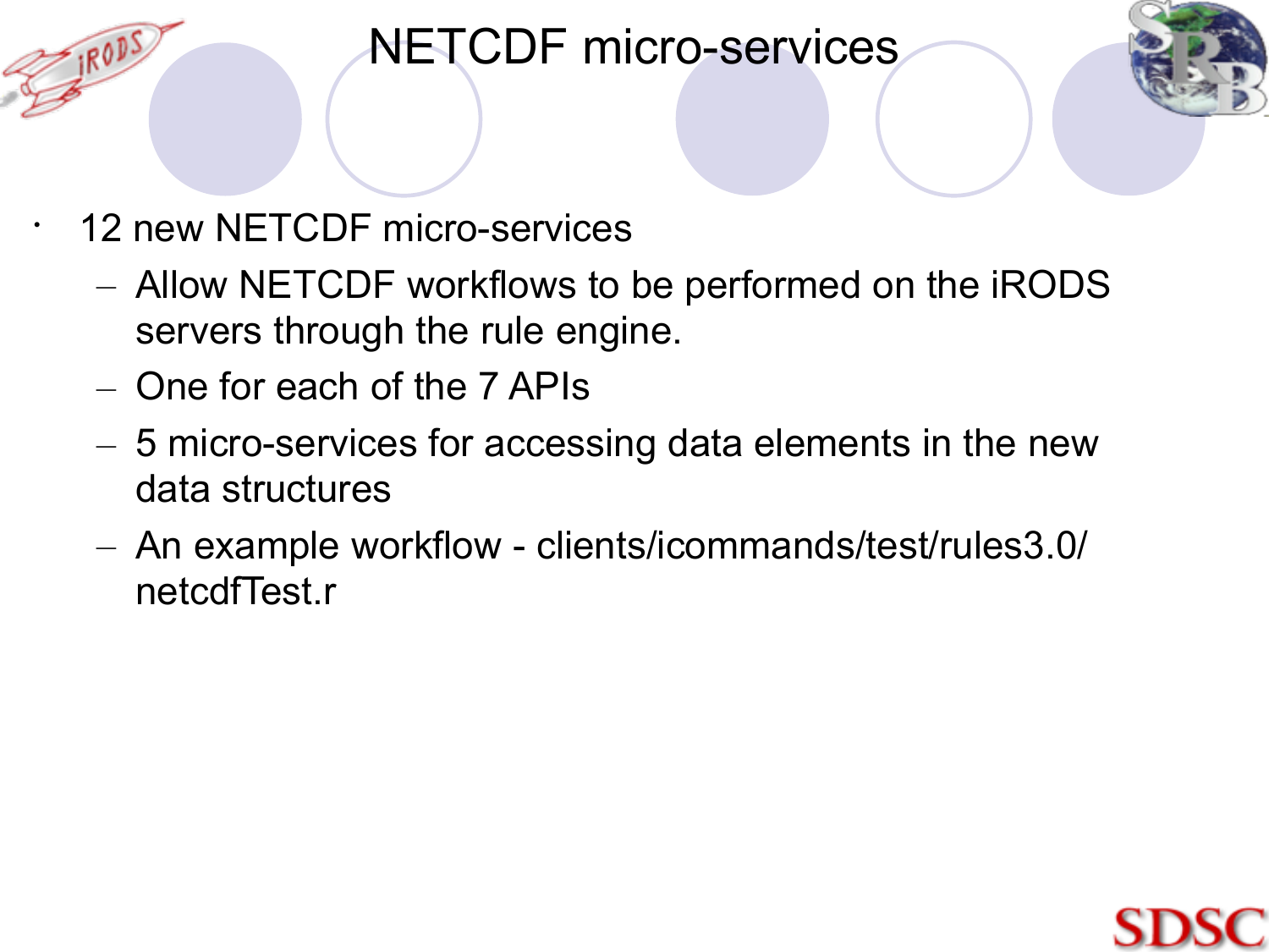# NETCDF micro-services

- 12 new NETCDF micro-services
  - Allow NETCDF workflows to be performed on the iRODS servers through the rule engine.
  - One for each of the 7 APIs
  - 5 micro-services for accessing data elements in the new data structures
  - An example workflow - clients/icommands/test/rules3.0/netcdfTest.r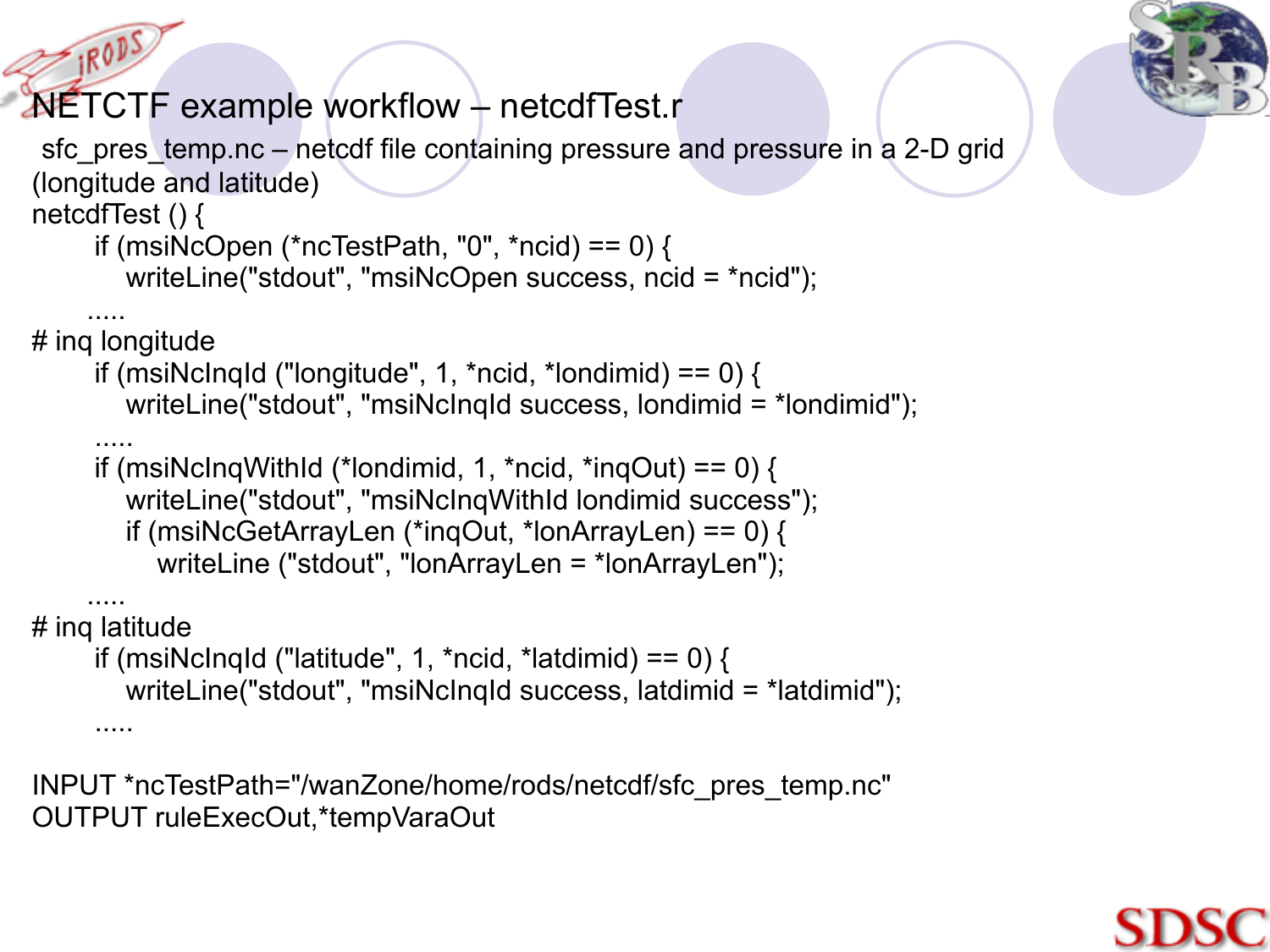# NETCTF example workflow – netcdfTest.r

sfc_pres_temp.nc – netcdf file containing pressure and pressure in a 2-D grid (longitude and latitude)

```
netcdfTest () {
      if (msiNcOpen (*ncTestPath, "0", *ncid) == 0) {
         writeLine("stdout", "msiNcOpen success, ncid = *ncid");
      .....
# inq longitude
      if (msiNcInqId ("longitude", 1, *ncid, *londimid) == 0) {
         writeLine("stdout", "msiNcInqId success, londimid = *londimid");
      .....
      if (msiNcInqWithId (*londimid, 1, *ncid, *inqOut) == 0) {
         writeLine("stdout", "msiNcInqWithId londimid success");
         if (msiNcGetArrayLen (*inqOut, *lonArrayLen) == 0) {
            writeLine ("stdout", "lonArrayLen = *lonArrayLen");
      .....
# inq latitude
      if (msiNcInqId ("latitude", 1, *ncid, *latdimid) == 0) {
         writeLine("stdout", "msiNcInqId success, latdimid = *latdimid");
      .....

INPUT *ncTestPath="/wanZone/home/rods/netcdf/sfc_pres_temp.nc"
OUTPUT ruleExecOut,*tempVaraOut
```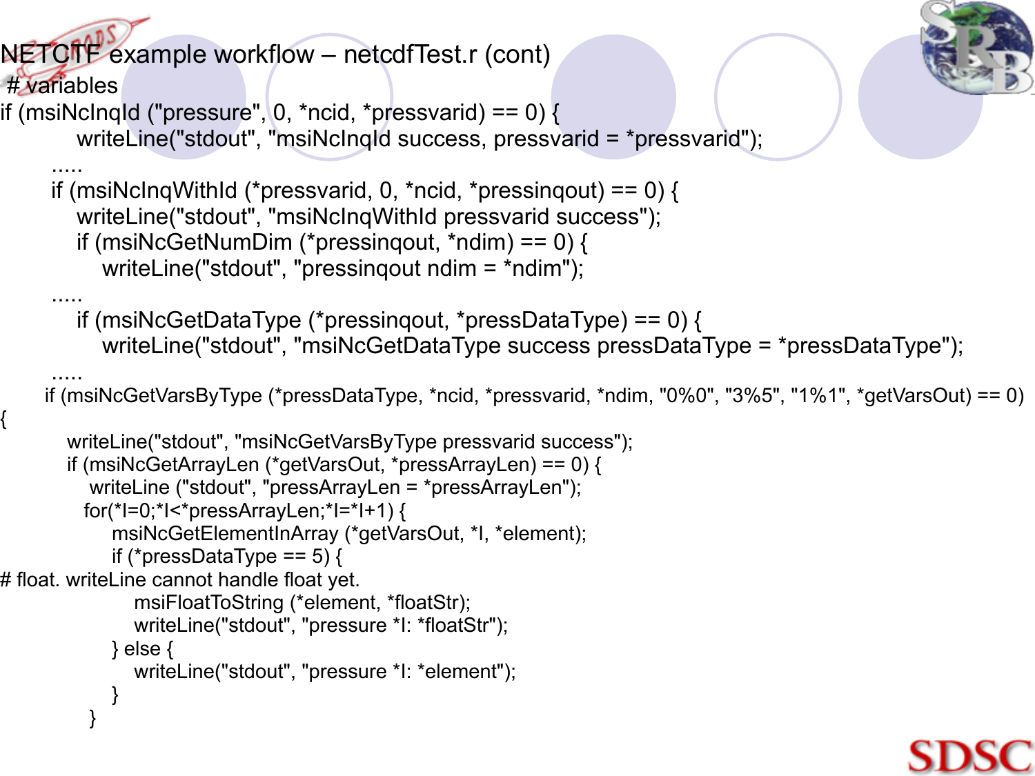## NETCDF example workflow – netcdfTest.r (cont)

```
# variables
if (msiNcInqId ("pressure", 0, *ncid, *pressvarid) == 0) {
        writeLine("stdout", "msiNcInqId success, pressvarid = *pressvarid");
    .....
    if (msiNcInqWithId (*pressvarid, 0, *ncid, *pressinqout) == 0) {
        writeLine("stdout", "msiNcInqWithId pressvarid success");
        if (msiNcGetNumDim (*pressinqout, *ndim) == 0) {
            writeLine("stdout", "pressinqout ndim = *ndim");
    .....
        if (msiNcGetDataType (*pressinqout, *pressDataType) == 0) {
            writeLine("stdout", "msiNcGetDataType success pressDataType = *pressDataType");
    .....
    if (msiNcGetVarsByType (*pressDataType, *ncid, *pressvarid, *ndim, "0%0", "3%5", "1%1", *getVarsOut) == 0)
{
        writeLine("stdout", "msiNcGetVarsByType pressvarid success");
        if (msiNcGetArrayLen (*getVarsOut, *pressArrayLen) == 0) {
            writeLine ("stdout", "pressArrayLen = *pressArrayLen");
          for(*I=0;*I<*pressArrayLen;*I=*I+1) {
              msiNcGetElementInArray (*getVarsOut, *I, *element);
              if (*pressDataType == 5) {
# float. writeLine cannot handle float yet.
                  msiFloatToString (*element, *floatStr);
                  writeLine("stdout", "pressure *I: *floatStr");
              } else {
                  writeLine("stdout", "pressure *I: *element");
              }
          }
```